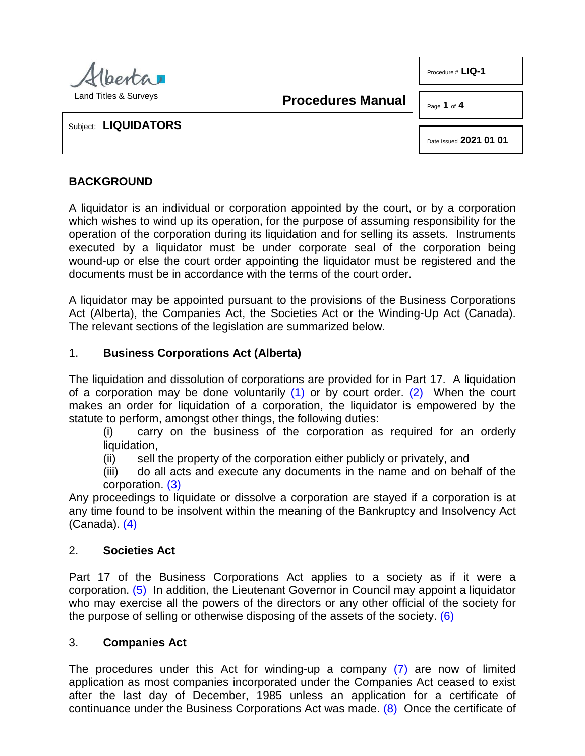Alberta
Land Titles & Surveys

**Procedures Manual**

Procedure # **LIQ-1**

Date Issued **2021 01 01**

Subject: **LIQUIDATORS**

## BACKGROUND

A liquidator is an individual or corporation appointed by the court, or by a corporation which wishes to wind up its operation, for the purpose of assuming responsibility for the operation of the corporation during its liquidation and for selling its assets. Instruments executed by a liquidator must be under corporate seal of the corporation being wound-up or else the court order appointing the liquidator must be registered and the documents must be in accordance with the terms of the court order.

A liquidator may be appointed pursuant to the provisions of the Business Corporations Act (Alberta), the Companies Act, the Societies Act or the Winding-Up Act (Canada). The relevant sections of the legislation are summarized below.

### 1. Business Corporations Act (Alberta)

The liquidation and dissolution of corporations are provided for in Part 17. A liquidation of a corporation may be done voluntarily (1) or by court order. (2) When the court makes an order for liquidation of a corporation, the liquidator is empowered by the statute to perform, amongst other things, the following duties:

(i) carry on the business of the corporation as required for an orderly liquidation,
(ii) sell the property of the corporation either publicly or privately, and
(iii) do all acts and execute any documents in the name and on behalf of the corporation. (3)

Any proceedings to liquidate or dissolve a corporation are stayed if a corporation is at any time found to be insolvent within the meaning of the Bankruptcy and Insolvency Act (Canada). (4)

### 2. Societies Act

Part 17 of the Business Corporations Act applies to a society as if it were a corporation. (5) In addition, the Lieutenant Governor in Council may appoint a liquidator who may exercise all the powers of the directors or any other official of the society for the purpose of selling or otherwise disposing of the assets of the society. (6)

### 3. Companies Act

The procedures under this Act for winding-up a company (7) are now of limited application as most companies incorporated under the Companies Act ceased to exist after the last day of December, 1985 unless an application for a certificate of continuance under the Business Corporations Act was made. (8) Once the certificate of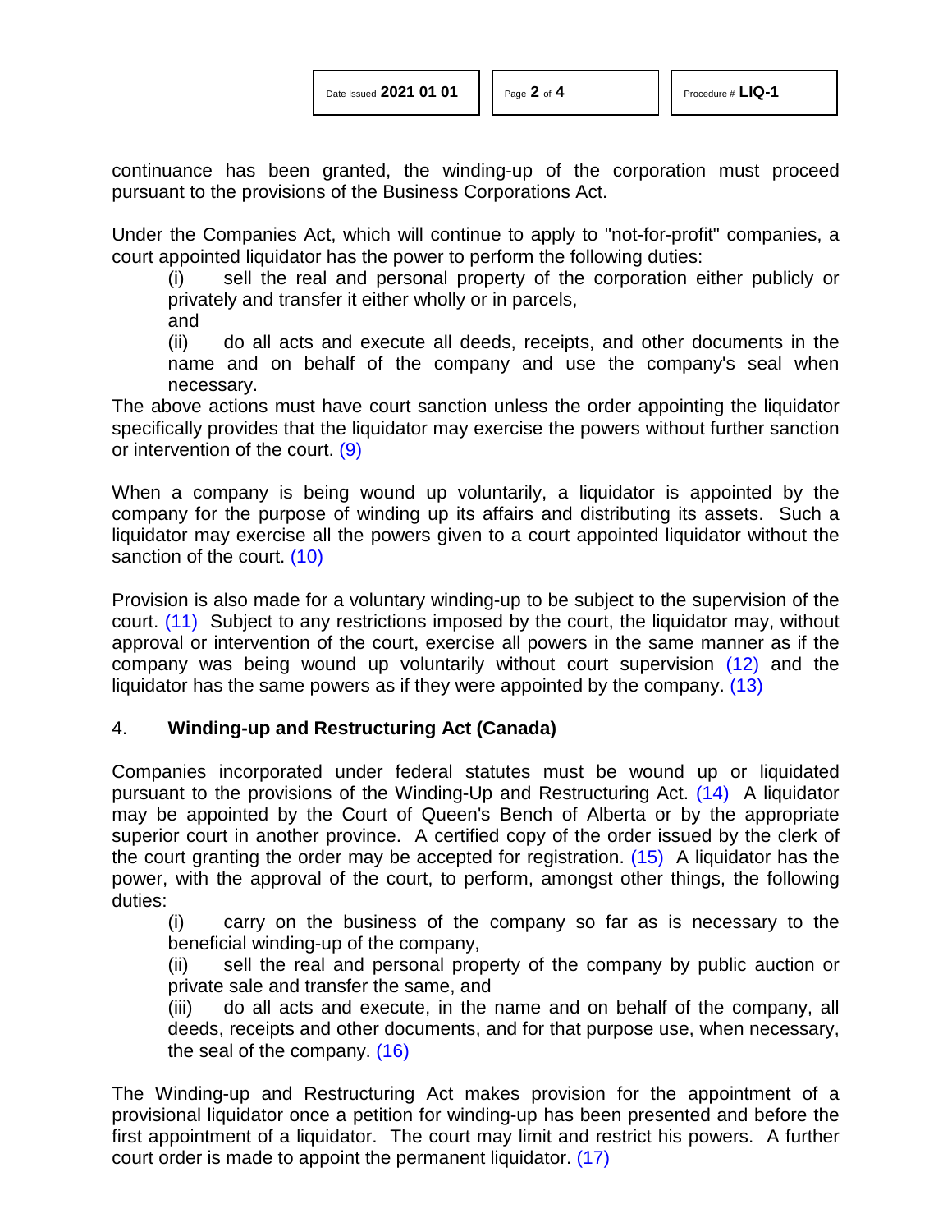continuance has been granted, the winding-up of the corporation must proceed pursuant to the provisions of the Business Corporations Act.

Under the Companies Act, which will continue to apply to "not-for-profit" companies, a court appointed liquidator has the power to perform the following duties:

(i) sell the real and personal property of the corporation either publicly or privately and transfer it either wholly or in parcels,

and

(ii) do all acts and execute all deeds, receipts, and other documents in the name and on behalf of the company and use the company's seal when necessary.

The above actions must have court sanction unless the order appointing the liquidator specifically provides that the liquidator may exercise the powers without further sanction or intervention of the court. (9)

When a company is being wound up voluntarily, a liquidator is appointed by the company for the purpose of winding up its affairs and distributing its assets. Such a liquidator may exercise all the powers given to a court appointed liquidator without the sanction of the court. (10)

Provision is also made for a voluntary winding-up to be subject to the supervision of the court. (11) Subject to any restrictions imposed by the court, the liquidator may, without approval or intervention of the court, exercise all powers in the same manner as if the company was being wound up voluntarily without court supervision (12) and the liquidator has the same powers as if they were appointed by the company. (13)

## 4. **Winding-up and Restructuring Act (Canada)**

Companies incorporated under federal statutes must be wound up or liquidated pursuant to the provisions of the Winding-Up and Restructuring Act. (14) A liquidator may be appointed by the Court of Queen's Bench of Alberta or by the appropriate superior court in another province. A certified copy of the order issued by the clerk of the court granting the order may be accepted for registration. (15) A liquidator has the power, with the approval of the court, to perform, amongst other things, the following duties:

(i) carry on the business of the company so far as is necessary to the beneficial winding-up of the company,

(ii) sell the real and personal property of the company by public auction or private sale and transfer the same, and

(iii) do all acts and execute, in the name and on behalf of the company, all deeds, receipts and other documents, and for that purpose use, when necessary, the seal of the company. (16)

The Winding-up and Restructuring Act makes provision for the appointment of a provisional liquidator once a petition for winding-up has been presented and before the first appointment of a liquidator. The court may limit and restrict his powers. A further court order is made to appoint the permanent liquidator. (17)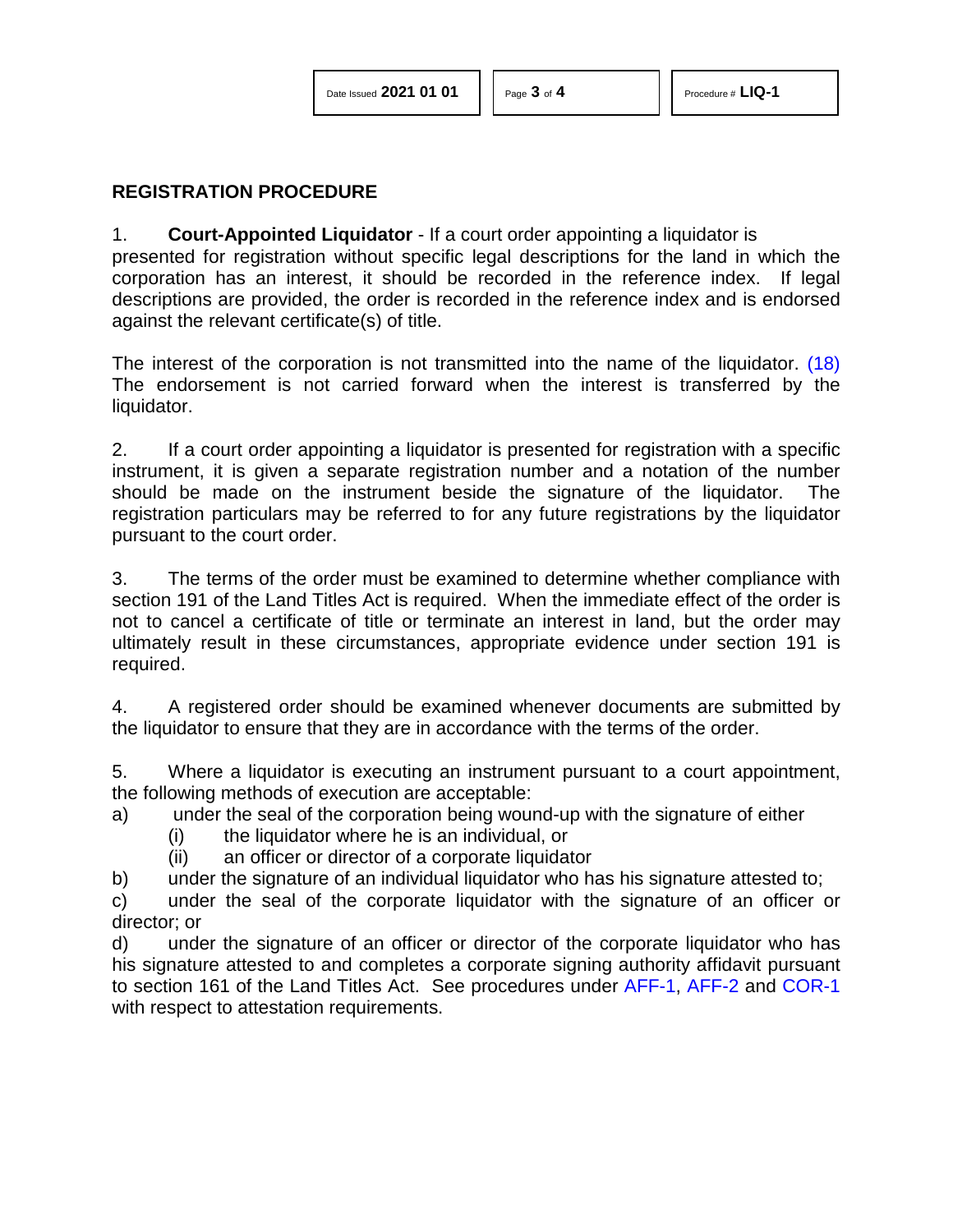## REGISTRATION PROCEDURE

1. **Court-Appointed Liquidator** - If a court order appointing a liquidator is presented for registration without specific legal descriptions for the land in which the corporation has an interest, it should be recorded in the reference index. If legal descriptions are provided, the order is recorded in the reference index and is endorsed against the relevant certificate(s) of title.

The interest of the corporation is not transmitted into the name of the liquidator. (18) The endorsement is not carried forward when the interest is transferred by the liquidator.

2. If a court order appointing a liquidator is presented for registration with a specific instrument, it is given a separate registration number and a notation of the number should be made on the instrument beside the signature of the liquidator. The registration particulars may be referred to for any future registrations by the liquidator pursuant to the court order.

3. The terms of the order must be examined to determine whether compliance with section 191 of the Land Titles Act is required. When the immediate effect of the order is not to cancel a certificate of title or terminate an interest in land, but the order may ultimately result in these circumstances, appropriate evidence under section 191 is required.

4. A registered order should be examined whenever documents are submitted by the liquidator to ensure that they are in accordance with the terms of the order.

5. Where a liquidator is executing an instrument pursuant to a court appointment, the following methods of execution are acceptable:

a) under the seal of the corporation being wound-up with the signature of either
   - (i) the liquidator where he is an individual, or
   - (ii) an officer or director of a corporate liquidator

b) under the signature of an individual liquidator who has his signature attested to;

c) under the seal of the corporate liquidator with the signature of an officer or director; or

d) under the signature of an officer or director of the corporate liquidator who has his signature attested to and completes a corporate signing authority affidavit pursuant to section 161 of the Land Titles Act. See procedures under AFF-1, AFF-2 and COR-1 with respect to attestation requirements.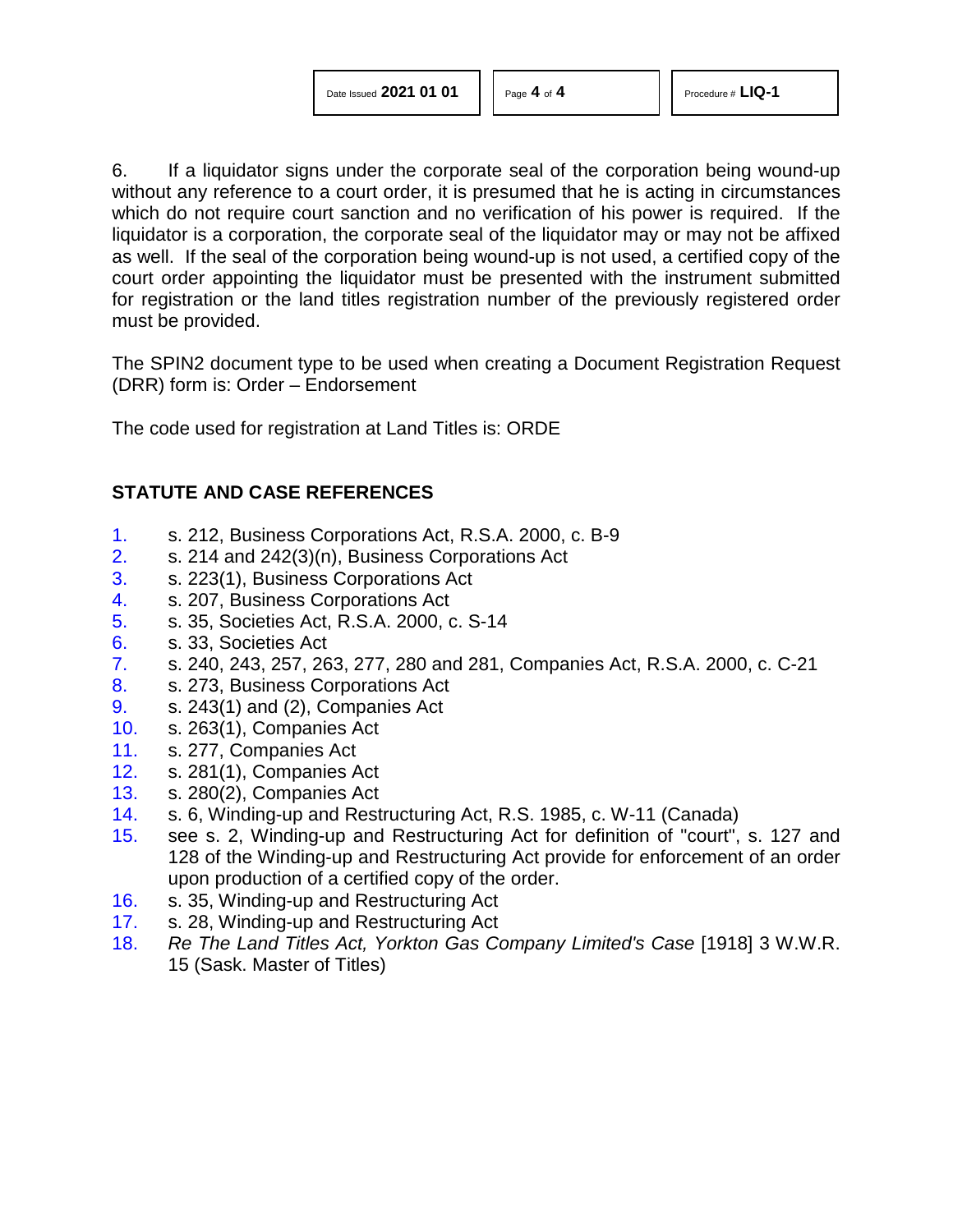6. If a liquidator signs under the corporate seal of the corporation being wound-up without any reference to a court order, it is presumed that he is acting in circumstances which do not require court sanction and no verification of his power is required. If the liquidator is a corporation, the corporate seal of the liquidator may or may not be affixed as well. If the seal of the corporation being wound-up is not used, a certified copy of the court order appointing the liquidator must be presented with the instrument submitted for registration or the land titles registration number of the previously registered order must be provided.

The SPIN2 document type to be used when creating a Document Registration Request (DRR) form is: Order – Endorsement

The code used for registration at Land Titles is: ORDE

## STATUTE AND CASE REFERENCES

1. s. 212, Business Corporations Act, R.S.A. 2000, c. B-9
2. s. 214 and 242(3)(n), Business Corporations Act
3. s. 223(1), Business Corporations Act
4. s. 207, Business Corporations Act
5. s. 35, Societies Act, R.S.A. 2000, c. S-14
6. s. 33, Societies Act
7. s. 240, 243, 257, 263, 277, 280 and 281, Companies Act, R.S.A. 2000, c. C-21
8. s. 273, Business Corporations Act
9. s. 243(1) and (2), Companies Act
10. s. 263(1), Companies Act
11. s. 277, Companies Act
12. s. 281(1), Companies Act
13. s. 280(2), Companies Act
14. s. 6, Winding-up and Restructuring Act, R.S. 1985, c. W-11 (Canada)
15. see s. 2, Winding-up and Restructuring Act for definition of "court", s. 127 and 128 of the Winding-up and Restructuring Act provide for enforcement of an order upon production of a certified copy of the order.
16. s. 35, Winding-up and Restructuring Act
17. s. 28, Winding-up and Restructuring Act
18. *Re The Land Titles Act, Yorkton Gas Company Limited's Case* [1918] 3 W.W.R. 15 (Sask. Master of Titles)